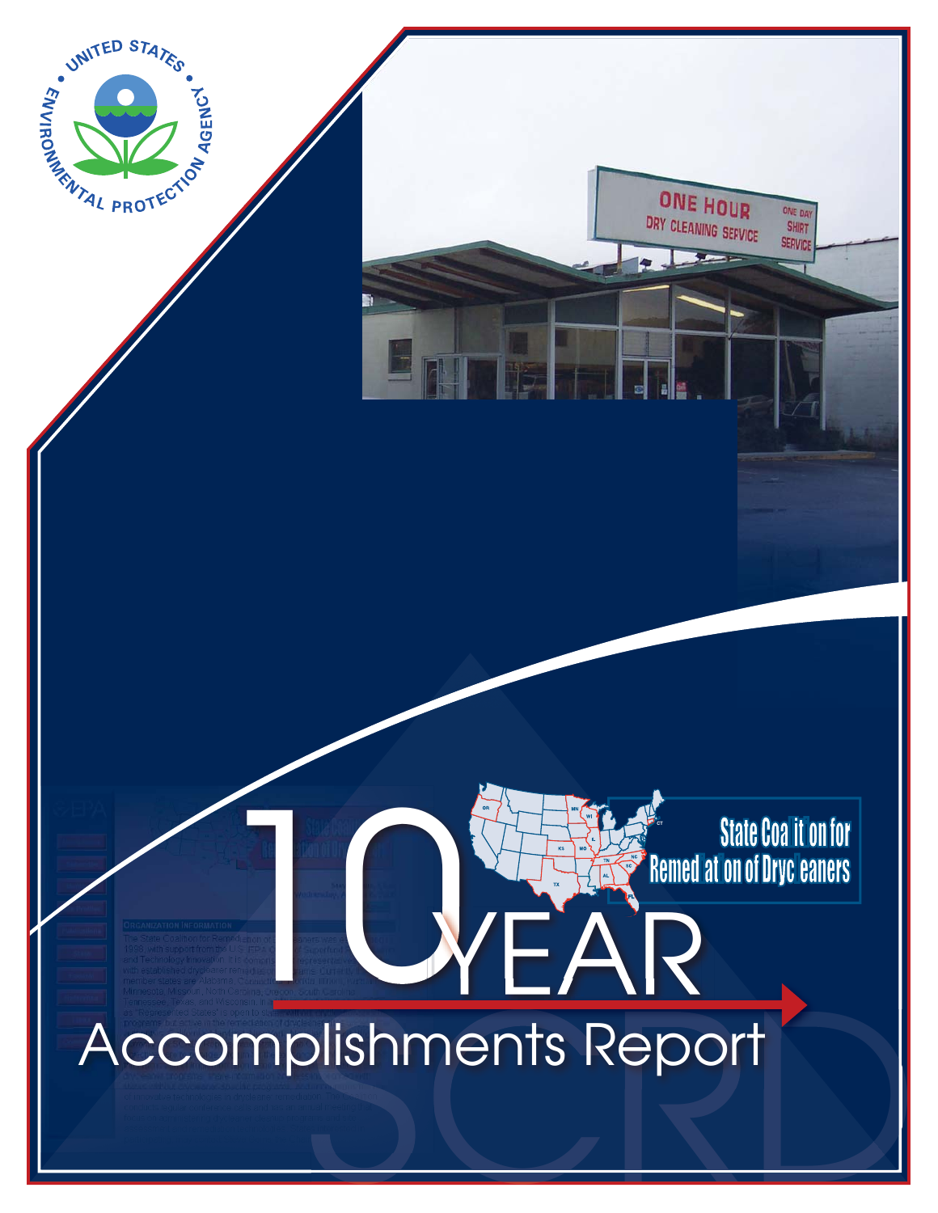# 10 YEAR Accomplishments Report

State Coalition for Remediation of Drycleaners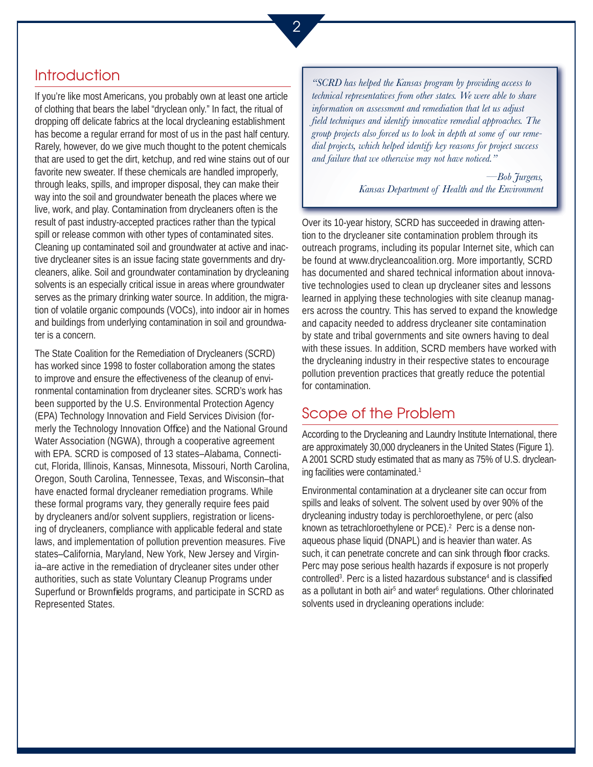## Introduction

If you're like most Americans, you probably own at least one article of clothing that bears the label "dryclean only." In fact, the ritual of dropping off delicate fabrics at the local drycleaning establishment has become a regular errand for most of us in the past half century. Rarely, however, do we give much thought to the potent chemicals that are used to get the dirt, ketchup, and red wine stains out of our favorite new sweater. If these chemicals are handled improperly, through leaks, spills, and improper disposal, they can make their way into the soil and groundwater beneath the places where we live, work, and play. Contamination from drycleaners often is the result of past industry-accepted practices rather than the typical spill or release common with other types of contaminated sites. Cleaning up contaminated soil and groundwater at active and inactive drycleaner sites is an issue facing state governments and drycleaners, alike. Soil and groundwater contamination by drycleaning solvents is an especially critical issue in areas where groundwater serves as the primary drinking water source. In addition, the migration of volatile organic compounds (VOCs), into indoor air in homes and buildings from underlying contamination in soil and groundwater is a concern.

The State Coalition for the Remediation of Drycleaners (SCRD) has worked since 1998 to foster collaboration among the states to improve and ensure the effectiveness of the cleanup of environmental contamination from drycleaner sites. SCRD's work has been supported by the U.S. Environmental Protection Agency (EPA) Technology Innovation and Field Services Division (formerly the Technology Innovation Office) and the National Ground Water Association (NGWA), through a cooperative agreement with EPA. SCRD is composed of 13 states–Alabama, Connecticut, Florida, Illinois, Kansas, Minnesota, Missouri, North Carolina, Oregon, South Carolina, Tennessee, Texas, and Wisconsin–that have enacted formal drycleaner remediation programs. While these formal programs vary, they generally require fees paid by drycleaners and/or solvent suppliers, registration or licensing of drycleaners, compliance with applicable federal and state laws, and implementation of pollution prevention measures. Five states–California, Maryland, New York, New Jersey and Virginia–are active in the remediation of drycleaner sites under other authorities, such as state Voluntary Cleanup Programs under Superfund or Brownfields programs, and participate in SCRD as Represented States.

> *"SCRD has helped the Kansas program by providing access to technical representatives from other states. We were able to share information on assessment and remediation that let us adjust field techniques and identify innovative remedial approaches. The group projects also forced us to look in depth at some of our remedial projects, which helped identify key reasons for project success and failure that we otherwise may not have noticed."*
>
> *—Bob Jurgens,*
> *Kansas Department of Health and the Environment*

Over its 10-year history, SCRD has succeeded in drawing attention to the drycleaner site contamination problem through its outreach programs, including its popular Internet site, which can be found at www.drycleancoalition.org. More importantly, SCRD has documented and shared technical information about innovative technologies used to clean up drycleaner sites and lessons learned in applying these technologies with site cleanup managers across the country. This has served to expand the knowledge and capacity needed to address drycleaner site contamination by state and tribal governments and site owners having to deal with these issues. In addition, SCRD members have worked with the drycleaning industry in their respective states to encourage pollution prevention practices that greatly reduce the potential for contamination.

## Scope of the Problem

According to the Drycleaning and Laundry Institute International, there are approximately 30,000 drycleaners in the United States (Figure 1). A 2001 SCRD study estimated that as many as 75% of U.S. drycleaning facilities were contaminated.[1]

Environmental contamination at a drycleaner site can occur from spills and leaks of solvent. The solvent used by over 90% of the drycleaning industry today is perchloroethylene, or perc (also known as tetrachloroethylene or PCE).[2] Perc is a dense nonaqueous phase liquid (DNAPL) and is heavier than water. As such, it can penetrate concrete and can sink through floor cracks. Perc may pose serious health hazards if exposure is not properly controlled[3]. Perc is a listed hazardous substance[4] and is classified as a pollutant in both air[5] and water[6] regulations. Other chlorinated solvents used in drycleaning operations include: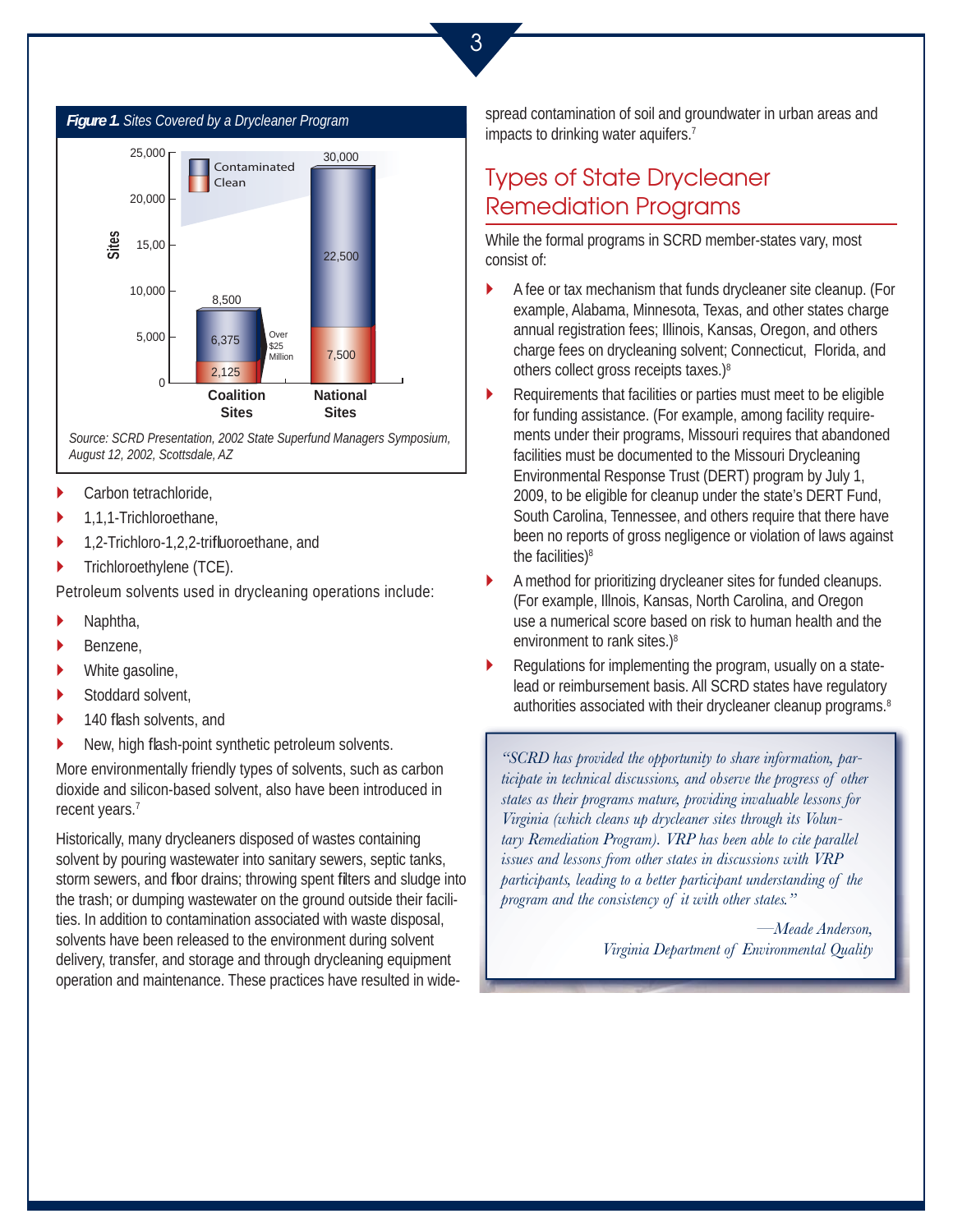*Figure 1. Sites Covered by a Drycleaner Program*

| | Coalition Sites | National Sites |
|---|---|---|
| Contaminated | 6,375 | 22,500 |
| Clean | 2,125 | 7,500 |
| Total | 8,500 | 30,000 |

Over $25 Million

*Source: SCRD Presentation, 2002 State Superfund Managers Symposium, August 12, 2002, Scottsdale, AZ*

- Carbon tetrachloride,
- 1,1,1-Trichloroethane,
- 1,2-Trichloro-1,2,2-trifluoroethane, and
- Trichloroethylene (TCE).

Petroleum solvents used in drycleaning operations include:

- Naphtha,
- Benzene,
- White gasoline,
- Stoddard solvent,
- 140 flash solvents, and
- New, high flash-point synthetic petroleum solvents.

More environmentally friendly types of solvents, such as carbon dioxide and silicon-based solvent, also have been introduced in recent years.[7]

Historically, many drycleaners disposed of wastes containing solvent by pouring wastewater into sanitary sewers, septic tanks, storm sewers, and floor drains; throwing spent filters and sludge into the trash; or dumping wastewater on the ground outside their facilities. In addition to contamination associated with waste disposal, solvents have been released to the environment during solvent delivery, transfer, and storage and through drycleaning equipment operation and maintenance. These practices have resulted in widespread contamination of soil and groundwater in urban areas and impacts to drinking water aquifers.[7]

## Types of State Drycleaner Remediation Programs

While the formal programs in SCRD member-states vary, most consist of:

- A fee or tax mechanism that funds drycleaner site cleanup. (For example, Alabama, Minnesota, Texas, and other states charge annual registration fees; Illinois, Kansas, Oregon, and others charge fees on drycleaning solvent; Connecticut, Florida, and others collect gross receipts taxes.)[8]
- Requirements that facilities or parties must meet to be eligible for funding assistance. (For example, among facility requirements under their programs, Missouri requires that abandoned facilities must be documented to the Missouri Drycleaning Environmental Response Trust (DERT) program by July 1, 2009, to be eligible for cleanup under the state's DERT Fund, South Carolina, Tennessee, and others require that there have been no reports of gross negligence or violation of laws against the facilities)[8]
- A method for prioritizing drycleaner sites for funded cleanups. (For example, Illnois, Kansas, North Carolina, and Oregon use a numerical score based on risk to human health and the environment to rank sites.)[8]
- Regulations for implementing the program, usually on a state-lead or reimbursement basis. All SCRD states have regulatory authorities associated with their drycleaner cleanup programs.[8]

> *"SCRD has provided the opportunity to share information, participate in technical discussions, and observe the progress of other states as their programs mature, providing invaluable lessons for Virginia (which cleans up drycleaner sites through its Voluntary Remediation Program). VRP has been able to cite parallel issues and lessons from other states in discussions with VRP participants, leading to a better participant understanding of the program and the consistency of it with other states."*
>
> *—Meade Anderson,*
> *Virginia Department of Environmental Quality*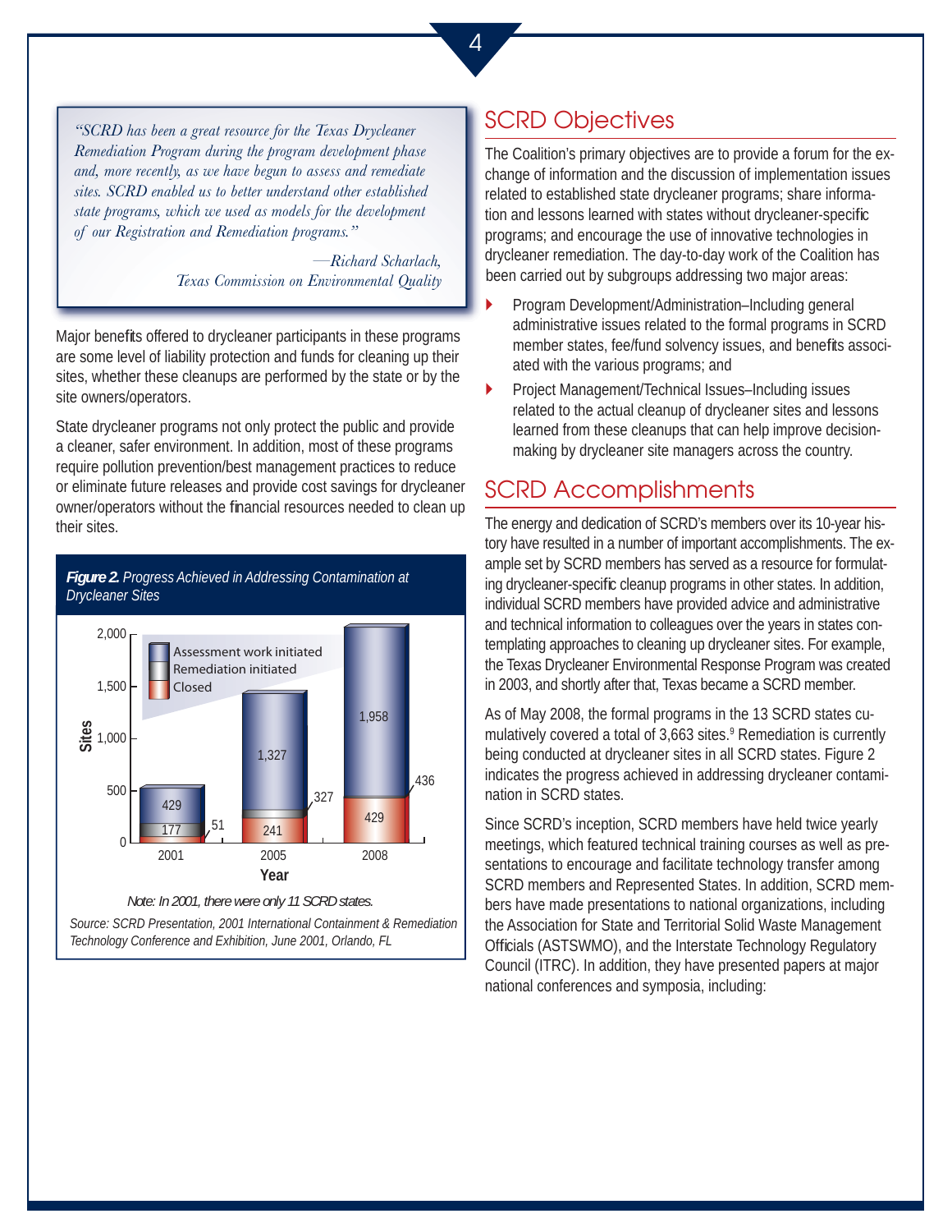> *"SCRD has been a great resource for the Texas Drycleaner Remediation Program during the program development phase and, more recently, as we have begun to assess and remediate sites. SCRD enabled us to better understand other established state programs, which we used as models for the development of our Registration and Remediation programs."*
>
> *—Richard Scharlach, Texas Commission on Environmental Quality*

Major benefits offered to drycleaner participants in these programs are some level of liability protection and funds for cleaning up their sites, whether these cleanups are performed by the state or by the site owners/operators.

State drycleaner programs not only protect the public and provide a cleaner, safer environment. In addition, most of these programs require pollution prevention/best management practices to reduce or eliminate future releases and provide cost savings for drycleaner owner/operators without the financial resources needed to clean up their sites.

***Figure 2.*** *Progress Achieved in Addressing Contamination at Drycleaner Sites*

| Year | Assessment work initiated | Remediation initiated | Closed |
|---|---|---|---|
| 2001 | 429 | 177 | 51 |
| 2005 | 1,327 | 327 | 241 |
| 2008 | 1,958 | 436 | 429 |

*Note: In 2001, there were only 11 SCRD states.*

*Source: SCRD Presentation, 2001 International Containment & Remediation Technology Conference and Exhibition, June 2001, Orlando, FL*

## SCRD Objectives

The Coalition's primary objectives are to provide a forum for the exchange of information and the discussion of implementation issues related to established state drycleaner programs; share information and lessons learned with states without drycleaner-specific programs; and encourage the use of innovative technologies in drycleaner remediation. The day-to-day work of the Coalition has been carried out by subgroups addressing two major areas:

- Program Development/Administration–Including general administrative issues related to the formal programs in SCRD member states, fee/fund solvency issues, and benefits associated with the various programs; and
- Project Management/Technical Issues–Including issues related to the actual cleanup of drycleaner sites and lessons learned from these cleanups that can help improve decision-making by drycleaner site managers across the country.

## SCRD Accomplishments

The energy and dedication of SCRD's members over its 10-year history have resulted in a number of important accomplishments. The example set by SCRD members has served as a resource for formulating drycleaner-specific cleanup programs in other states. In addition, individual SCRD members have provided advice and administrative and technical information to colleagues over the years in states contemplating approaches to cleaning up drycleaner sites. For example, the Texas Drycleaner Environmental Response Program was created in 2003, and shortly after that, Texas became a SCRD member.

As of May 2008, the formal programs in the 13 SCRD states cumulatively covered a total of 3,663 sites.[9] Remediation is currently being conducted at drycleaner sites in all SCRD states. Figure 2 indicates the progress achieved in addressing drycleaner contamination in SCRD states.

Since SCRD's inception, SCRD members have held twice yearly meetings, which featured technical training courses as well as presentations to encourage and facilitate technology transfer among SCRD members and Represented States. In addition, SCRD members have made presentations to national organizations, including the Association for State and Territorial Solid Waste Management Officials (ASTSWMO), and the Interstate Technology Regulatory Council (ITRC). In addition, they have presented papers at major national conferences and symposia, including: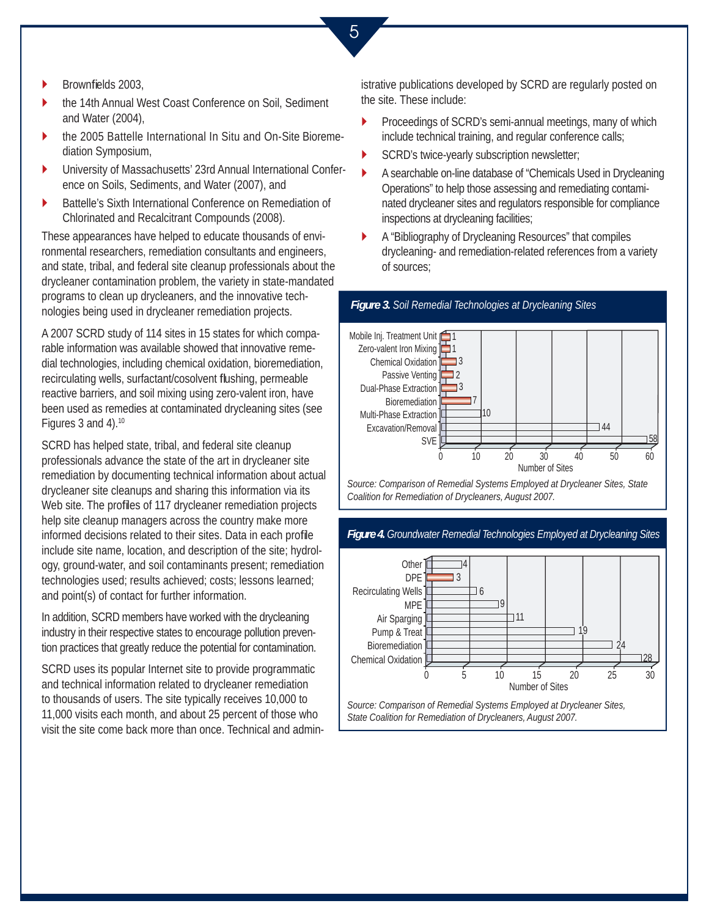- Brownfields 2003,
- the 14th Annual West Coast Conference on Soil, Sediment and Water (2004),
- the 2005 Battelle International In Situ and On-Site Bioremediation Symposium,
- University of Massachusetts' 23rd Annual International Conference on Soils, Sediments, and Water (2007), and
- Battelle's Sixth International Conference on Remediation of Chlorinated and Recalcitrant Compounds (2008).

These appearances have helped to educate thousands of environmental researchers, remediation consultants and engineers, and state, tribal, and federal site cleanup professionals about the drycleaner contamination problem, the variety in state-mandated programs to clean up drycleaners, and the innovative technologies being used in drycleaner remediation projects.

A 2007 SCRD study of 114 sites in 15 states for which comparable information was available showed that innovative remedial technologies, including chemical oxidation, bioremediation, recirculating wells, surfactant/cosolvent flushing, permeable reactive barriers, and soil mixing using zero-valent iron, have been used as remedies at contaminated drycleaning sites (see Figures 3 and 4).[10]

SCRD has helped state, tribal, and federal site cleanup professionals advance the state of the art in drycleaner site remediation by documenting technical information about actual drycleaner site cleanups and sharing this information via its Web site. The profiles of 117 drycleaner remediation projects help site cleanup managers across the country make more informed decisions related to their sites. Data in each profile include site name, location, and description of the site; hydrology, ground-water, and soil contaminants present; remediation technologies used; results achieved; costs; lessons learned; and point(s) of contact for further information.

In addition, SCRD members have worked with the drycleaning industry in their respective states to encourage pollution prevention practices that greatly reduce the potential for contamination.

SCRD uses its popular Internet site to provide programmatic and technical information related to drycleaner remediation to thousands of users. The site typically receives 10,000 to 11,000 visits each month, and about 25 percent of those who visit the site come back more than once. Technical and administrative publications developed by SCRD are regularly posted on the site. These include:

- Proceedings of SCRD's semi-annual meetings, many of which include technical training, and regular conference calls;
- SCRD's twice-yearly subscription newsletter;
- A searchable on-line database of "Chemicals Used in Drycleaning Operations" to help those assessing and remediating contaminated drycleaner sites and regulators responsible for compliance inspections at drycleaning facilities;
- A "Bibliography of Drycleaning Resources" that compiles drycleaning- and remediation-related references from a variety of sources;

***Figure 3.*** *Soil Remedial Technologies at Drycleaning Sites*

| Technology | Number of Sites |
|---|---|
| Mobile Inj. Treatment Unit | 1 |
| Zero-valent Iron Mixing | 1 |
| Chemical Oxidation | 3 |
| Passive Venting | 2 |
| Dual-Phase Extraction | 3 |
| Bioremediation | 7 |
| Multi-Phase Extraction | 10 |
| Excavation/Removal | 44 |
| SVE | 58 |

*Source: Comparison of Remedial Systems Employed at Drycleaner Sites, State Coalition for Remediation of Drycleaners, August 2007.*

***Figure 4.*** *Groundwater Remedial Technologies Employed at Drycleaning Sites*

| Technology | Number of Sites |
|---|---|
| Other | 4 |
| DPE | 3 |
| Recirculating Wells | 6 |
| MPE | 9 |
| Air Sparging | 11 |
| Pump & Treat | 19 |
| Bioremediation | 24 |
| Chemical Oxidation | 28 |

*Source: Comparison of Remedial Systems Employed at Drycleaner Sites, State Coalition for Remediation of Drycleaners, August 2007.*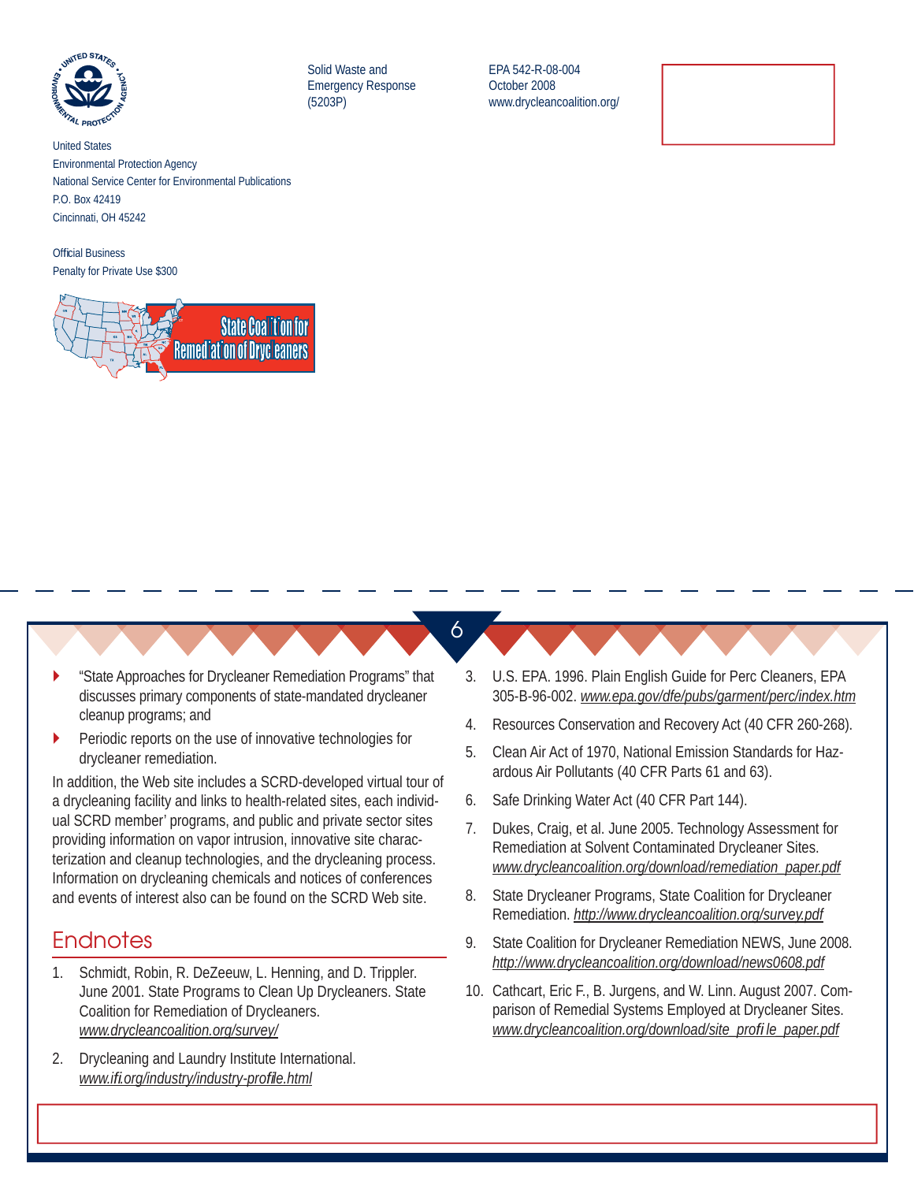Solid Waste and
Emergency Response
(5203P)

EPA 542-R-08-004
October 2008
www.drycleancoalition.org/

United States
Environmental Protection Agency
National Service Center for Environmental Publications
P.O. Box 42419
Cincinnati, OH 45242

Official Business
Penalty for Private Use $300

State Coalition for Remediation of Drycleaners

- "State Approaches for Drycleaner Remediation Programs" that discusses primary components of state-mandated drycleaner cleanup programs; and
- Periodic reports on the use of innovative technologies for drycleaner remediation.

In addition, the Web site includes a SCRD-developed virtual tour of a drycleaning facility and links to health-related sites, each individual SCRD member' programs, and public and private sector sites providing information on vapor intrusion, innovative site characterization and cleanup technologies, and the drycleaning process. Information on drycleaning chemicals and notices of conferences and events of interest also can be found on the SCRD Web site.

## Endnotes

1. Schmidt, Robin, R. DeZeeuw, L. Henning, and D. Trippler. June 2001. State Programs to Clean Up Drycleaners. State Coalition for Remediation of Drycleaners. *www.drycleancoalition.org/survey/*
2. Drycleaning and Laundry Institute International. *www.ifi.org/industry/industry-profile.html*
3. U.S. EPA. 1996. Plain English Guide for Perc Cleaners, EPA 305-B-96-002. *www.epa.gov/dfe/pubs/garment/perc/index.htm*
4. Resources Conservation and Recovery Act (40 CFR 260-268).
5. Clean Air Act of 1970, National Emission Standards for Hazardous Air Pollutants (40 CFR Parts 61 and 63).
6. Safe Drinking Water Act (40 CFR Part 144).
7. Dukes, Craig, et al. June 2005. Technology Assessment for Remediation at Solvent Contaminated Drycleaner Sites. *www.drycleancoalition.org/download/remediation_paper.pdf*
8. State Drycleaner Programs, State Coalition for Drycleaner Remediation. *http://www.drycleancoalition.org/survey.pdf*
9. State Coalition for Drycleaner Remediation NEWS, June 2008. *http://www.drycleancoalition.org/download/news0608.pdf*
10. Cathcart, Eric F., B. Jurgens, and W. Linn. August 2007. Comparison of Remedial Systems Employed at Drycleaner Sites. *www.drycleancoalition.org/download/site_profile_paper.pdf*